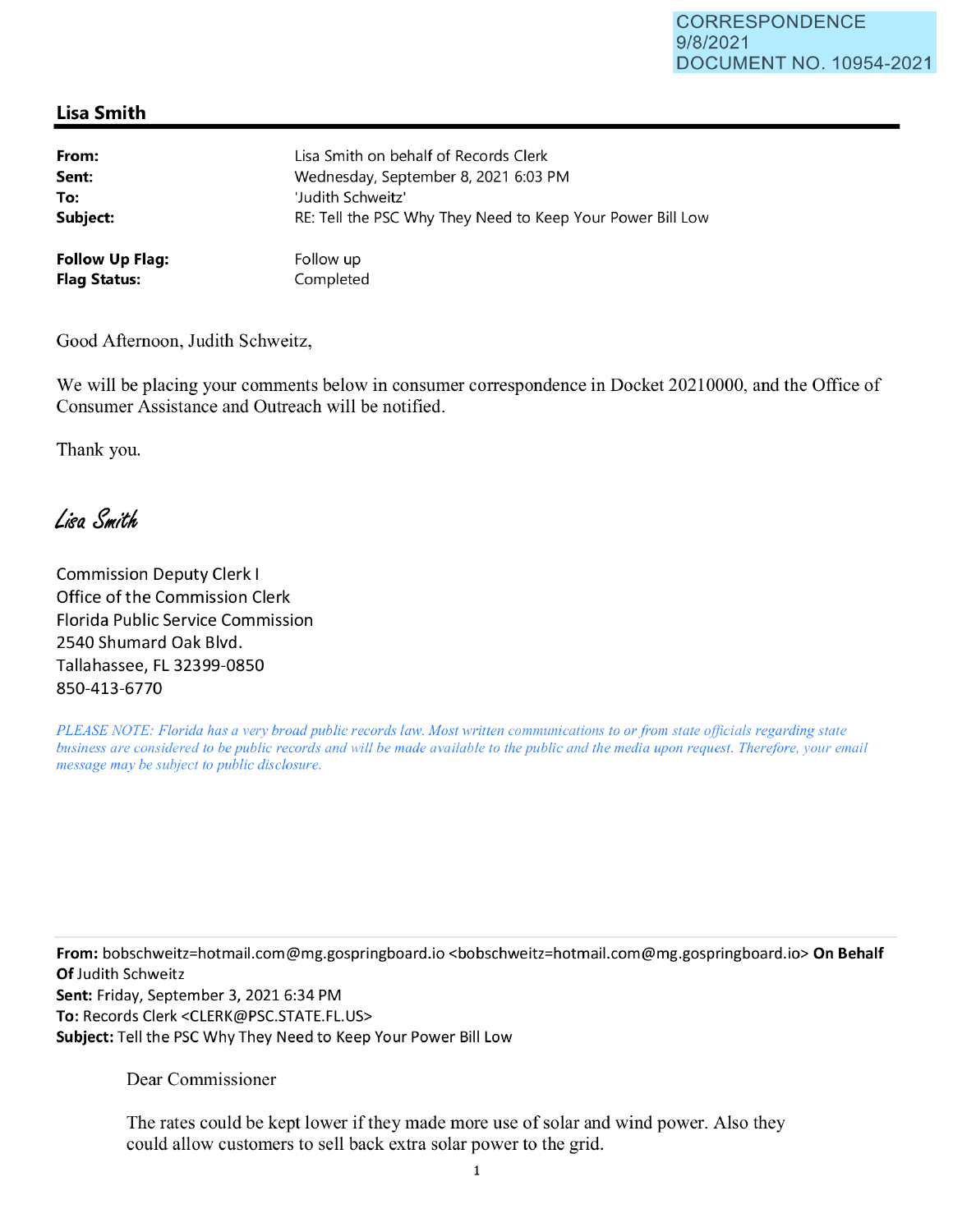CORRESPONDENCE
9/8/2021
DOCUMENT NO. 10954-2021

**Lisa Smith**

| | |
|---|---|
| **From:** | Lisa Smith on behalf of Records Clerk |
| **Sent:** | Wednesday, September 8, 2021 6:03 PM |
| **To:** | 'Judith Schweitz' |
| **Subject:** | RE: Tell the PSC Why They Need to Keep Your Power Bill Low |
| **Follow Up Flag:** | Follow up |
| **Flag Status:** | Completed |

Good Afternoon, Judith Schweitz,

We will be placing your comments below in consumer correspondence in Docket 20210000, and the Office of Consumer Assistance and Outreach will be notified.

Thank you.

*Lisa Smith*

Commission Deputy Clerk I
Office of the Commission Clerk
Florida Public Service Commission
2540 Shumard Oak Blvd.
Tallahassee, FL 32399-0850
850-413-6770

*PLEASE NOTE: Florida has a very broad public records law. Most written communications to or from state officials regarding state business are considered to be public records and will be made available to the public and the media upon request. Therefore, your email message may be subject to public disclosure.*

---

**From:** bobschweitz=hotmail.com@mg.gospringboard.io <bobschweitz=hotmail.com@mg.gospringboard.io> **On Behalf Of** Judith Schweitz
**Sent:** Friday, September 3, 2021 6:34 PM
**To:** Records Clerk <CLERK@PSC.STATE.FL.US>
**Subject:** Tell the PSC Why They Need to Keep Your Power Bill Low

Dear Commissioner

The rates could be kept lower if they made more use of solar and wind power. Also they could allow customers to sell back extra solar power to the grid.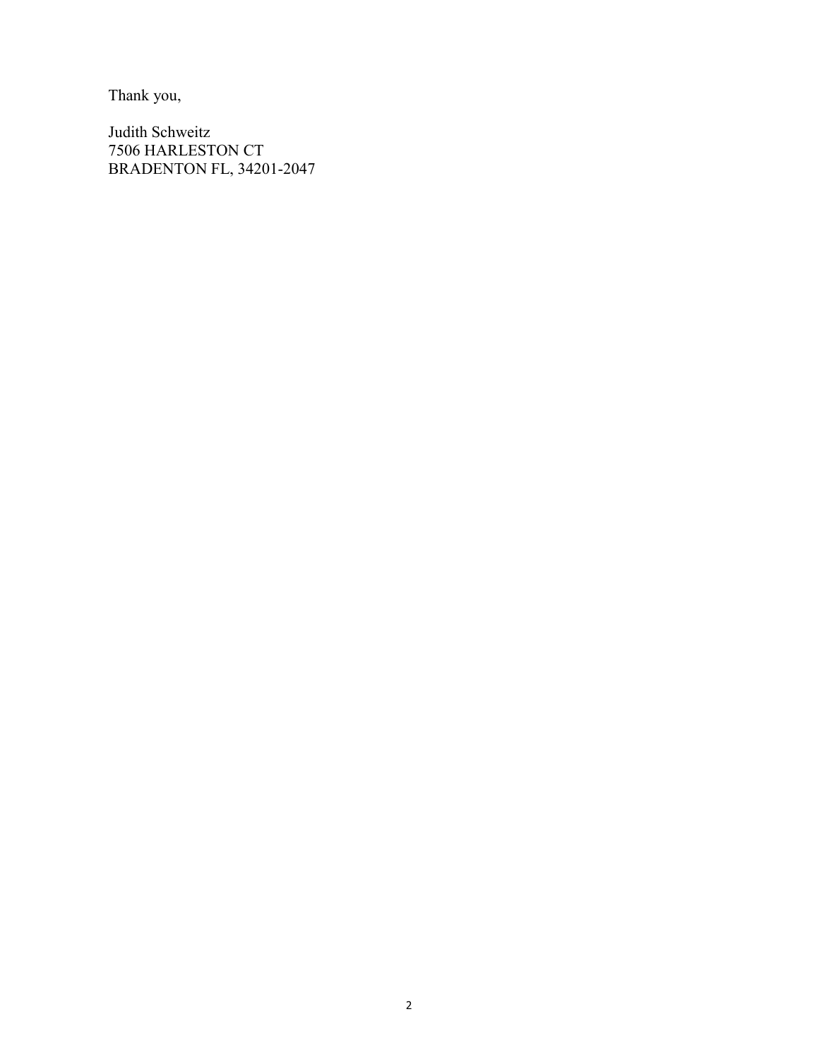Thank you,

Judith Schweitz
7506 HARLESTON CT
BRADENTON FL, 34201-2047